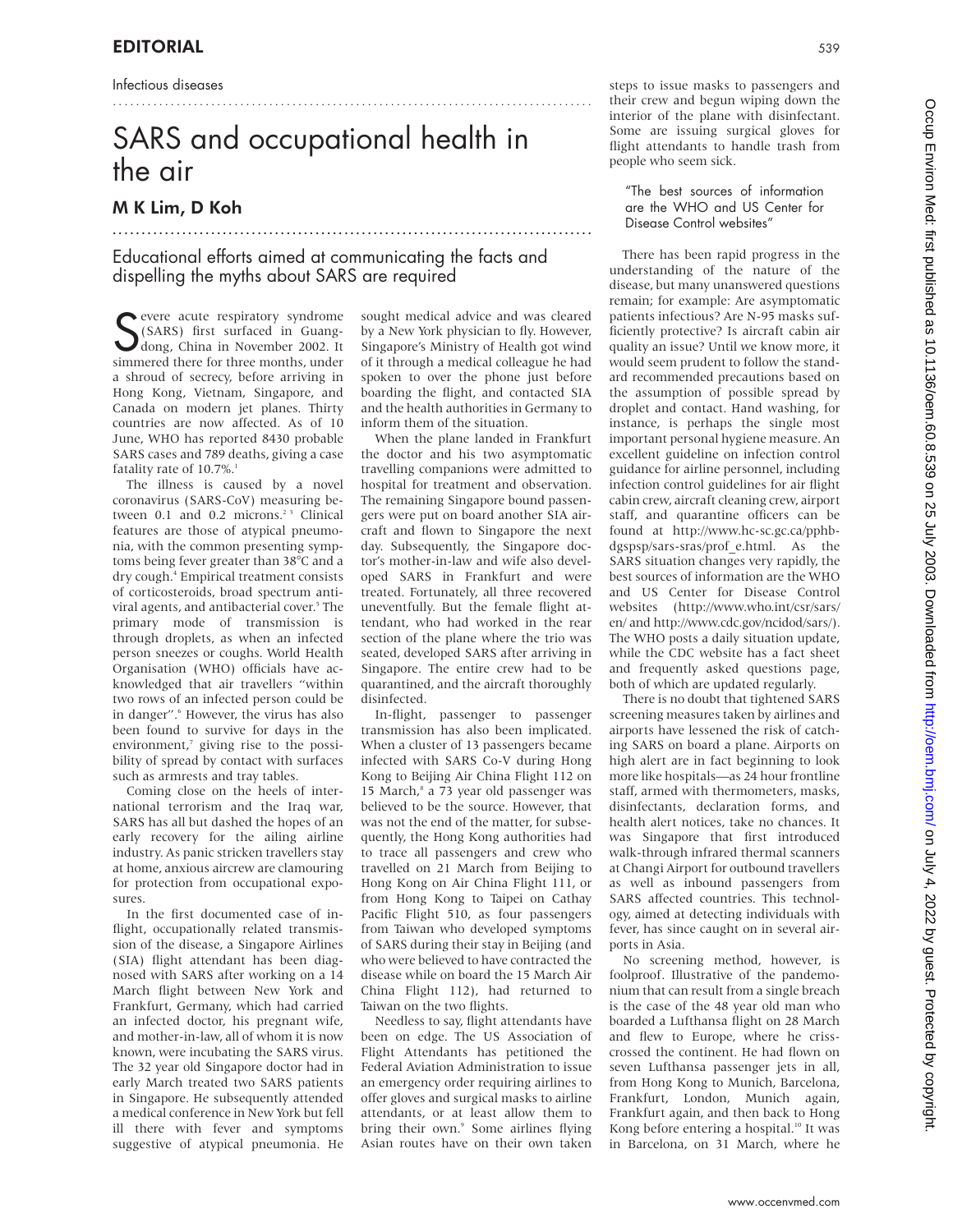EDITORIAL

Infectious diseases

# SARS and occupational health in the air

## M K Lim, D Koh

Educational efforts aimed at communicating the facts and dispelling the myths about SARS are required

Severe acute respiratory syndrome (SARS) first surfaced in Guangdong, China in November 2002. It simmered there for three months, under a shroud of secrecy, before arriving in Hong Kong, Vietnam, Singapore, and Canada on modern jet planes. Thirty countries are now affected. As of 10 June, WHO has reported 8430 probable SARS cases and 789 deaths, giving a case fatality rate of 10.7%.[1]

The illness is caused by a novel coronavirus (SARS-CoV) measuring between 0.1 and 0.2 microns.[2,3] Clinical features are those of atypical pneumonia, with the common presenting symptoms being fever greater than 38°C and a dry cough.[4] Empirical treatment consists of corticosteroids, broad spectrum antiviral agents, and antibacterial cover.[5] The primary mode of transmission is through droplets, as when an infected person sneezes or coughs. World Health Organisation (WHO) officials have acknowledged that air travellers "within two rows of an infected person could be in danger".[6] However, the virus has also been found to survive for days in the environment,[7] giving rise to the possibility of spread by contact with surfaces such as armrests and tray tables.

Coming close on the heels of international terrorism and the Iraq war, SARS has all but dashed the hopes of an early recovery for the ailing airline industry. As panic stricken travellers stay at home, anxious aircrew are clamouring for protection from occupational exposures.

In the first documented case of in-flight, occupationally related transmission of the disease, a Singapore Airlines (SIA) flight attendant has been diagnosed with SARS after working on a 14 March flight between New York and Frankfurt, Germany, which had carried an infected doctor, his pregnant wife, and mother-in-law, all of whom it is now known, were incubating the SARS virus. The 32 year old Singapore doctor had in early March treated two SARS patients in Singapore. He subsequently attended a medical conference in New York but fell ill there with fever and symptoms suggestive of atypical pneumonia. He sought medical advice and was cleared by a New York physician to fly. However, Singapore's Ministry of Health got wind of it through a medical colleague he had spoken to over the phone just before boarding the flight, and contacted SIA and the health authorities in Germany to inform them of the situation.

When the plane landed in Frankfurt the doctor and his two asymptomatic travelling companions were admitted to hospital for treatment and observation. The remaining Singapore bound passengers were put on board another SIA aircraft and flown to Singapore the next day. Subsequently, the Singapore doctor's mother-in-law and wife also developed SARS in Frankfurt and were treated. Fortunately, all three recovered uneventfully. But the female flight attendant, who had worked in the rear section of the plane where the trio was seated, developed SARS after arriving in Singapore. The entire crew had to be quarantined, and the aircraft thoroughly disinfected.

In-flight, passenger to passenger transmission has also been implicated. When a cluster of 13 passengers became infected with SARS Co-V during Hong Kong to Beijing Air China Flight 112 on 15 March,[8] a 73 year old passenger was believed to be the source. However, that was not the end of the matter, for subsequently, the Hong Kong authorities had to trace all passengers and crew who travelled on 21 March from Beijing to Hong Kong on Air China Flight 111, or from Hong Kong to Taipei on Cathay Pacific Flight 510, as four passengers from Taiwan who developed symptoms of SARS during their stay in Beijing (and who were believed to have contracted the disease while on board the 15 March Air China Flight 112), had returned to Taiwan on the two flights.

Needless to say, flight attendants have been on edge. The US Association of Flight Attendants has petitioned the Federal Aviation Administration to issue an emergency order requiring airlines to offer gloves and surgical masks to airline attendants, or at least allow them to bring their own.[9] Some airlines flying Asian routes have on their own taken steps to issue masks to passengers and their crew and begun wiping down the interior of the plane with disinfectant. Some are issuing surgical gloves for flight attendants to handle trash from people who seem sick.

> "The best sources of information are the WHO and US Center for Disease Control websites"

There has been rapid progress in the understanding of the nature of the disease, but many unanswered questions remain; for example: Are asymptomatic patients infectious? Are N-95 masks sufficiently protective? Is aircraft cabin air quality an issue? Until we know more, it would seem prudent to follow the standard recommended precautions based on the assumption of possible spread by droplet and contact. Hand washing, for instance, is perhaps the single most important personal hygiene measure. An excellent guideline on infection control guidance for airline personnel, including infection control guidelines for air flight cabin crew, aircraft cleaning crew, airport staff, and quarantine officers can be found at http://www.hc-sc.gc.ca/pphb-dgspsp/sars-sras/prof_e.html. As the SARS situation changes very rapidly, the best sources of information are the WHO and US Center for Disease Control websites (http://www.who.int/csr/sars/en/ and http://www.cdc.gov/ncidod/sars/). The WHO posts a daily situation update, while the CDC website has a fact sheet and frequently asked questions page, both of which are updated regularly.

There is no doubt that tightened SARS screening measures taken by airlines and airports have lessened the risk of catching SARS on board a plane. Airports on high alert are in fact beginning to look more like hospitals—as 24 hour frontline staff, armed with thermometers, masks, disinfectants, declaration forms, and health alert notices, take no chances. It was Singapore that first introduced walk-through infrared thermal scanners at Changi Airport for outbound travellers as well as inbound passengers from SARS affected countries. This technology, aimed at detecting individuals with fever, has since caught on in several airports in Asia.

No screening method, however, is foolproof. Illustrative of the pandemonium that can result from a single breach is the case of the 48 year old man who boarded a Lufthansa flight on 28 March and flew to Europe, where he criss-crossed the continent. He had flown on seven Lufthansa passenger jets in all, from Hong Kong to Munich, Barcelona, Frankfurt, London, Munich again, Frankfurt again, and then back to Hong Kong before entering a hospital.[10] It was in Barcelona, on 31 March, where he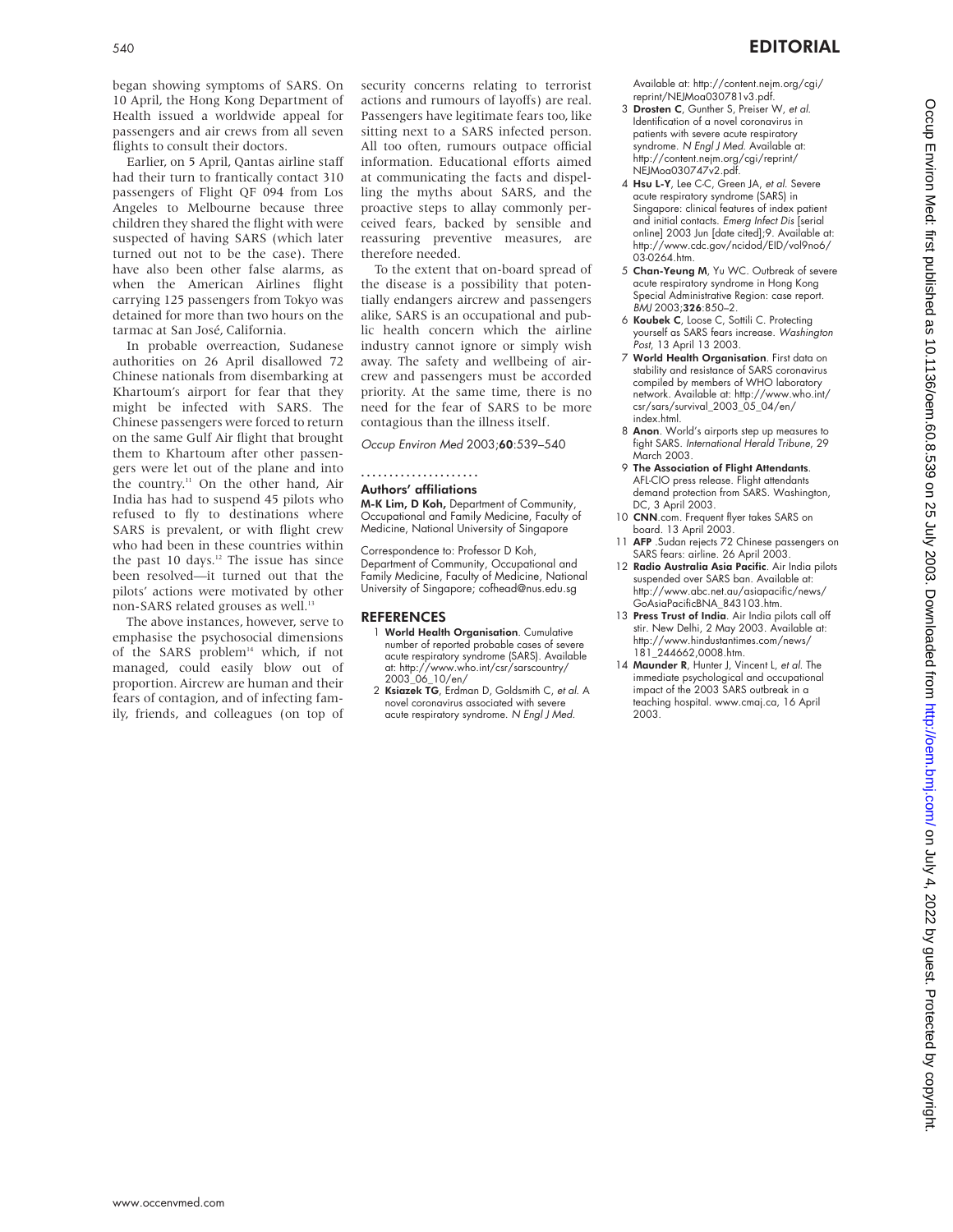began showing symptoms of SARS. On 10 April, the Hong Kong Department of Health issued a worldwide appeal for passengers and air crews from all seven flights to consult their doctors.

Earlier, on 5 April, Qantas airline staff had their turn to frantically contact 310 passengers of Flight QF 094 from Los Angeles to Melbourne because three children they shared the flight with were suspected of having SARS (which later turned out not to be the case). There have also been other false alarms, as when the American Airlines flight carrying 125 passengers from Tokyo was detained for more than two hours on the tarmac at San José, California.

In probable overreaction, Sudanese authorities on 26 April disallowed 72 Chinese nationals from disembarking at Khartoum's airport for fear that they might be infected with SARS. The Chinese passengers were forced to return on the same Gulf Air flight that brought them to Khartoum after other passengers were let out of the plane and into the country.[11] On the other hand, Air India has had to suspend 45 pilots who refused to fly to destinations where SARS is prevalent, or with flight crew who had been in these countries within the past 10 days.[12] The issue has since been resolved—it turned out that the pilots' actions were motivated by other non-SARS related grouses as well.[13]

The above instances, however, serve to emphasise the psychosocial dimensions of the SARS problem[14] which, if not managed, could easily blow out of proportion. Aircrew are human and their fears of contagion, and of infecting family, friends, and colleagues (on top of security concerns relating to terrorist actions and rumours of layoffs) are real. Passengers have legitimate fears too, like sitting next to a SARS infected person. All too often, rumours outpace official information. Educational efforts aimed at communicating the facts and dispelling the myths about SARS, and the proactive steps to allay commonly perceived fears, backed by sensible and reassuring preventive measures, are therefore needed.

To the extent that on-board spread of the disease is a possibility that potentially endangers aircrew and passengers alike, SARS is an occupational and public health concern which the airline industry cannot ignore or simply wish away. The safety and wellbeing of aircrew and passengers must be accorded priority. At the same time, there is no need for the fear of SARS to be more contagious than the illness itself.

*Occup Environ Med* 2003;**60**:539–540

### Authors' affiliations

**M-K Lim, D Koh,** Department of Community, Occupational and Family Medicine, Faculty of Medicine, National University of Singapore

Correspondence to: Professor D Koh, Department of Community, Occupational and Family Medicine, Faculty of Medicine, National University of Singapore; cofhead@nus.edu.sg

## REFERENCES

1. **World Health Organisation**. Cumulative number of reported probable cases of severe acute respiratory syndrome (SARS). Available at: http://www.who.int/csr/sarscountry/2003_06_10/en/
2. **Ksiazek TG**, Erdman D, Goldsmith C, *et al.* A novel coronavirus associated with severe acute respiratory syndrome. *N Engl J Med.* Available at: http://content.nejm.org/cgi/reprint/NEJMoa030781v3.pdf.
3. **Drosten C**, Gunther S, Preiser W, *et al.* Identification of a novel coronavirus in patients with severe acute respiratory syndrome. *N Engl J Med.* Available at: http://content.nejm.org/cgi/reprint/NEJMoa030747v2.pdf.
4. **Hsu L-Y**, Lee C-C, Green JA, *et al.* Severe acute respiratory syndrome (SARS) in Singapore: clinical features of index patient and initial contacts. *Emerg Infect Dis* [serial online] 2003 Jun [date cited];9. Available at: http://www.cdc.gov/ncidod/EID/vol9no6/03-0264.htm.
5. **Chan-Yeung M**, Yu WC. Outbreak of severe acute respiratory syndrome in Hong Kong Special Administrative Region: case report. *BMJ* 2003;**326**:850–2.
6. **Koubek C**, Loose C, Sottili C. Protecting yourself as SARS fears increase. *Washington Post*, 13 April 13 2003.
7. **World Health Organisation**. First data on stability and resistance of SARS coronavirus compiled by members of WHO laboratory network. Available at: http://www.who.int/csr/sars/survival_2003_05_04/en/index.html.
8. **Anon**. World's airports step up measures to fight SARS. *International Herald Tribune*, 29 March 2003.
9. **The Association of Flight Attendants**. AFL-CIO press release. Flight attendants demand protection from SARS. Washington, DC, 3 April 2003.
10. **CNN**.com. Frequent flyer takes SARS on board. 13 April 2003.
11. **AFP** .Sudan rejects 72 Chinese passengers on SARS fears: airline. 26 April 2003.
12. **Radio Australia Asia Pacific**. Air India pilots suspended over SARS ban. Available at: http://www.abc.net.au/asiapacific/news/GoAsiaPacificBNA_843103.htm.
13. **Press Trust of India**. Air India pilots call off stir. New Delhi, 2 May 2003. Available at: http://www.hindustantimes.com/news/181_244662,0008.htm.
14. **Maunder R**, Hunter J, Vincent L, *et al.* The immediate psychological and occupational impact of the 2003 SARS outbreak in a teaching hospital. www.cmaj.ca, 16 April 2003.